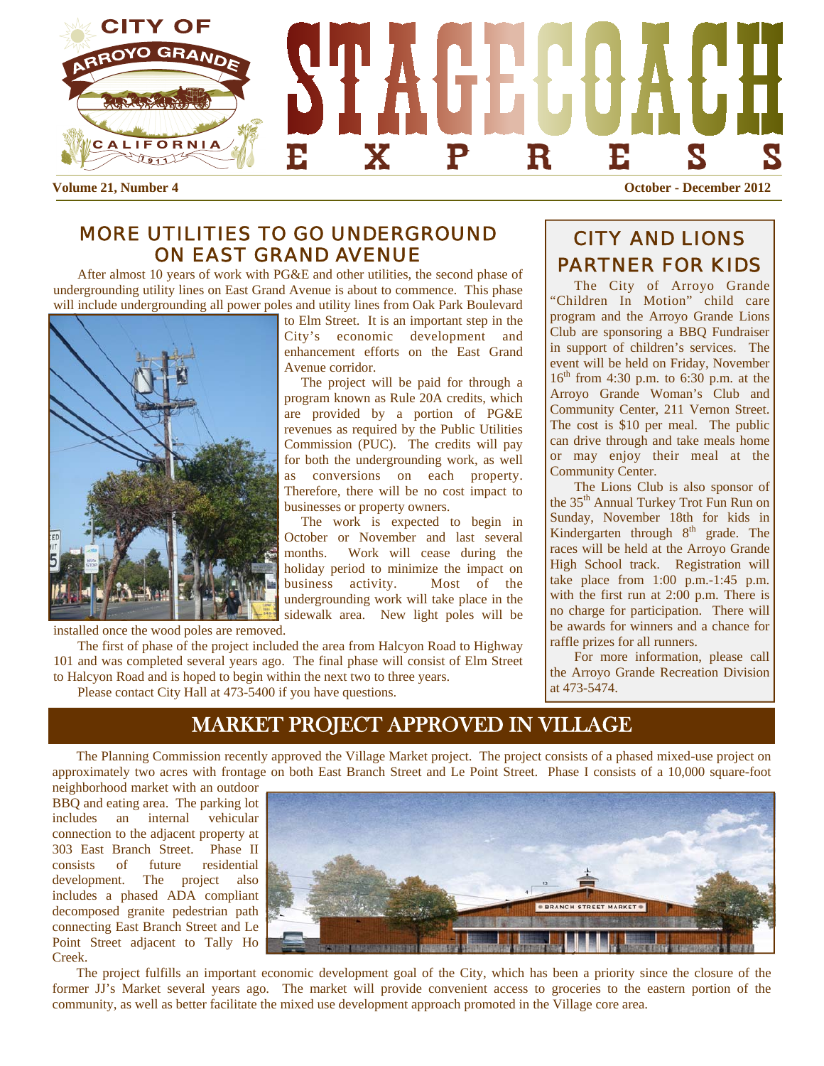# STAGECOACH EXPRESS

**Volume 21, Number 4** **October - December 2012**

## MORE UTILITIES TO GO UNDERGROUND ON EAST GRAND AVENUE

After almost 10 years of work with PG&E and other utilities, the second phase of undergrounding utility lines on East Grand Avenue is about to commence. This phase will include undergrounding all power poles and utility lines from Oak Park Boulevard to Elm Street. It is an important step in the City's economic development and enhancement efforts on the East Grand Avenue corridor.

The project will be paid for through a program known as Rule 20A credits, which are provided by a portion of PG&E revenues as required by the Public Utilities Commission (PUC). The credits will pay for both the undergrounding work, as well as conversions on each property. Therefore, there will be no cost impact to businesses or property owners.

The work is expected to begin in October or November and last several months. Work will cease during the holiday period to minimize the impact on business activity. Most of the undergrounding work will take place in the sidewalk area. New light poles will be installed once the wood poles are removed.

The first of phase of the project included the area from Halcyon Road to Highway 101 and was completed several years ago. The final phase will consist of Elm Street to Halcyon Road and is hoped to begin within the next two to three years.

Please contact City Hall at 473-5400 if you have questions.

## CITY AND LIONS PARTNER FOR KIDS

The City of Arroyo Grande "Children In Motion" child care program and the Arroyo Grande Lions Club are sponsoring a BBQ Fundraiser in support of children's services. The event will be held on Friday, November 16th from 4:30 p.m. to 6:30 p.m. at the Arroyo Grande Woman's Club and Community Center, 211 Vernon Street. The cost is $10 per meal. The public can drive through and take meals home or may enjoy their meal at the Community Center.

The Lions Club is also sponsor of the 35th Annual Turkey Trot Fun Run on Sunday, November 18th for kids in Kindergarten through 8th grade. The races will be held at the Arroyo Grande High School track. Registration will take place from 1:00 p.m.-1:45 p.m. with the first run at 2:00 p.m. There is no charge for participation. There will be awards for winners and a chance for raffle prizes for all runners.

For more information, please call the Arroyo Grande Recreation Division at 473-5474.

## MARKET PROJECT APPROVED IN VILLAGE

The Planning Commission recently approved the Village Market project. The project consists of a phased mixed-use project on approximately two acres with frontage on both East Branch Street and Le Point Street. Phase I consists of a 10,000 square-foot neighborhood market with an outdoor BBQ and eating area. The parking lot includes an internal vehicular connection to the adjacent property at 303 East Branch Street. Phase II consists of future residential development. The project also includes a phased ADA compliant decomposed granite pedestrian path connecting East Branch Street and Le Point Street adjacent to Tally Ho Creek.

The project fulfills an important economic development goal of the City, which has been a priority since the closure of the former JJ's Market several years ago. The market will provide convenient access to groceries to the eastern portion of the community, as well as better facilitate the mixed use development approach promoted in the Village core area.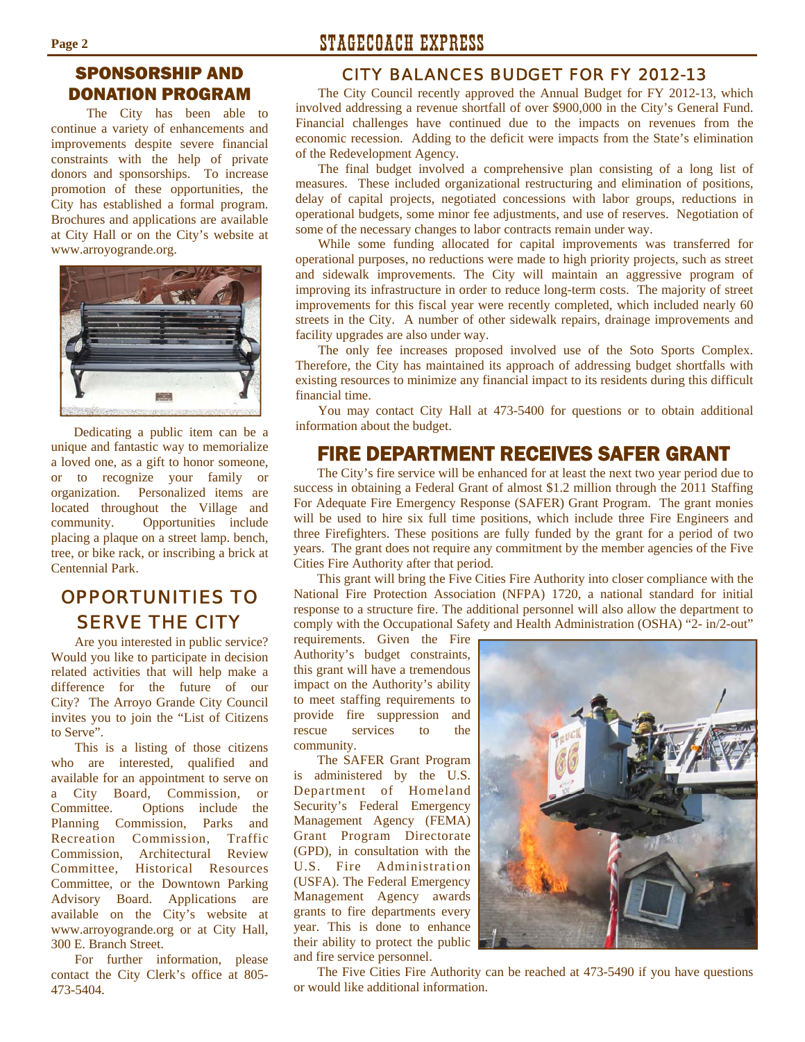## SPONSORSHIP AND DONATION PROGRAM

The City has been able to continue a variety of enhancements and improvements despite severe financial constraints with the help of private donors and sponsorships. To increase promotion of these opportunities, the City has established a formal program. Brochures and applications are available at City Hall or on the City's website at www.arroyogrande.org.

Dedicating a public item can be a unique and fantastic way to memorialize a loved one, as a gift to honor someone, or to recognize your family or organization. Personalized items are located throughout the Village and community. Opportunities include placing a plaque on a street lamp. bench, tree, or bike rack, or inscribing a brick at Centennial Park.

## OPPORTUNITIES TO SERVE THE CITY

Are you interested in public service? Would you like to participate in decision related activities that will help make a difference for the future of our City? The Arroyo Grande City Council invites you to join the "List of Citizens to Serve".

This is a listing of those citizens who are interested, qualified and available for an appointment to serve on a City Board, Commission, or Committee. Options include the Planning Commission, Parks and Recreation Commission, Traffic Commission, Architectural Review Committee, Historical Resources Committee, or the Downtown Parking Advisory Board. Applications are available on the City's website at www.arroyogrande.org or at City Hall, 300 E. Branch Street.

For further information, please contact the City Clerk's office at 805-473-5404.

## CITY BALANCES BUDGET FOR FY 2012-13

The City Council recently approved the Annual Budget for FY 2012-13, which involved addressing a revenue shortfall of over $900,000 in the City's General Fund. Financial challenges have continued due to the impacts on revenues from the economic recession. Adding to the deficit were impacts from the State's elimination of the Redevelopment Agency.

The final budget involved a comprehensive plan consisting of a long list of measures. These included organizational restructuring and elimination of positions, delay of capital projects, negotiated concessions with labor groups, reductions in operational budgets, some minor fee adjustments, and use of reserves. Negotiation of some of the necessary changes to labor contracts remain under way.

While some funding allocated for capital improvements was transferred for operational purposes, no reductions were made to high priority projects, such as street and sidewalk improvements. The City will maintain an aggressive program of improving its infrastructure in order to reduce long-term costs. The majority of street improvements for this fiscal year were recently completed, which included nearly 60 streets in the City. A number of other sidewalk repairs, drainage improvements and facility upgrades are also under way.

The only fee increases proposed involved use of the Soto Sports Complex. Therefore, the City has maintained its approach of addressing budget shortfalls with existing resources to minimize any financial impact to its residents during this difficult financial time.

You may contact City Hall at 473-5400 for questions or to obtain additional information about the budget.

## FIRE DEPARTMENT RECEIVES SAFER GRANT

The City's fire service will be enhanced for at least the next two year period due to success in obtaining a Federal Grant of almost $1.2 million through the 2011 Staffing For Adequate Fire Emergency Response (SAFER) Grant Program. The grant monies will be used to hire six full time positions, which include three Fire Engineers and three Firefighters. These positions are fully funded by the grant for a period of two years. The grant does not require any commitment by the member agencies of the Five Cities Fire Authority after that period.

This grant will bring the Five Cities Fire Authority into closer compliance with the National Fire Protection Association (NFPA) 1720, a national standard for initial response to a structure fire. The additional personnel will also allow the department to comply with the Occupational Safety and Health Administration (OSHA) "2- in/2-out" requirements. Given the Fire Authority's budget constraints, this grant will have a tremendous impact on the Authority's ability to meet staffing requirements to provide fire suppression and rescue services to the community.

The SAFER Grant Program is administered by the U.S. Department of Homeland Security's Federal Emergency Management Agency (FEMA) Grant Program Directorate (GPD), in consultation with the U.S. Fire Administration (USFA). The Federal Emergency Management Agency awards grants to fire departments every year. This is done to enhance their ability to protect the public and fire service personnel.

The Five Cities Fire Authority can be reached at 473-5490 if you have questions or would like additional information.